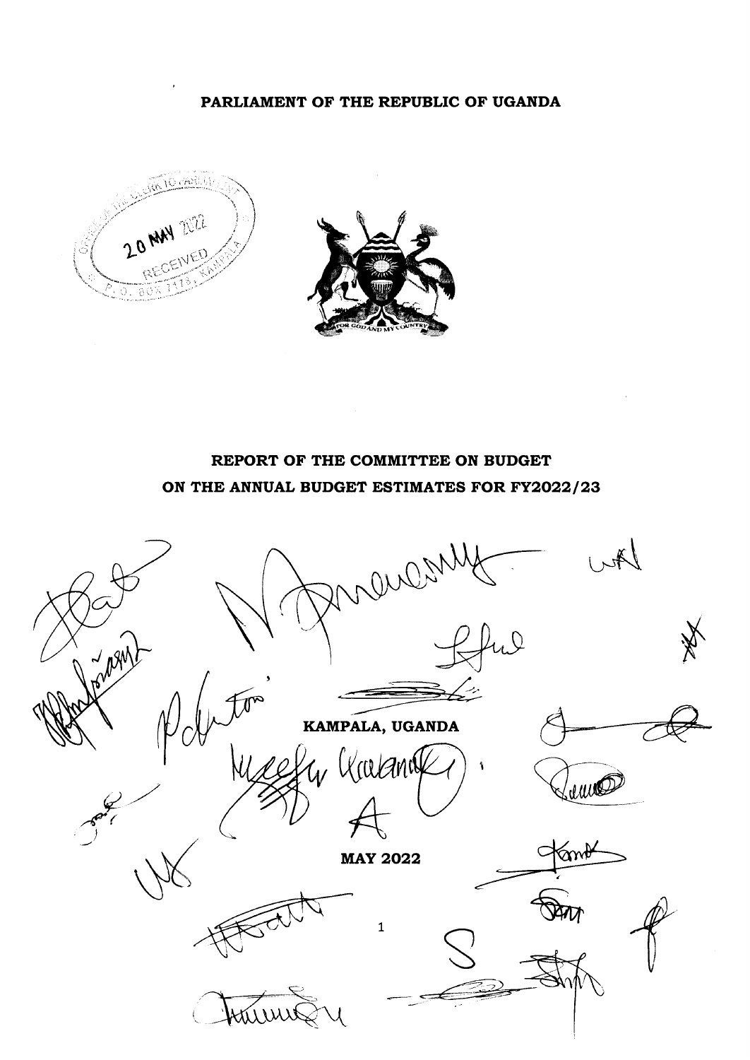# PARLIAMENT OF THE REPUBLIC OF UGANDA

## REPORT OF THE COMMITTEE ON BUDGET ON THE ANNUAL BUDGET ESTIMATES FOR FY2022/23

**KAMPALA, UGANDA**

**MAY 2022**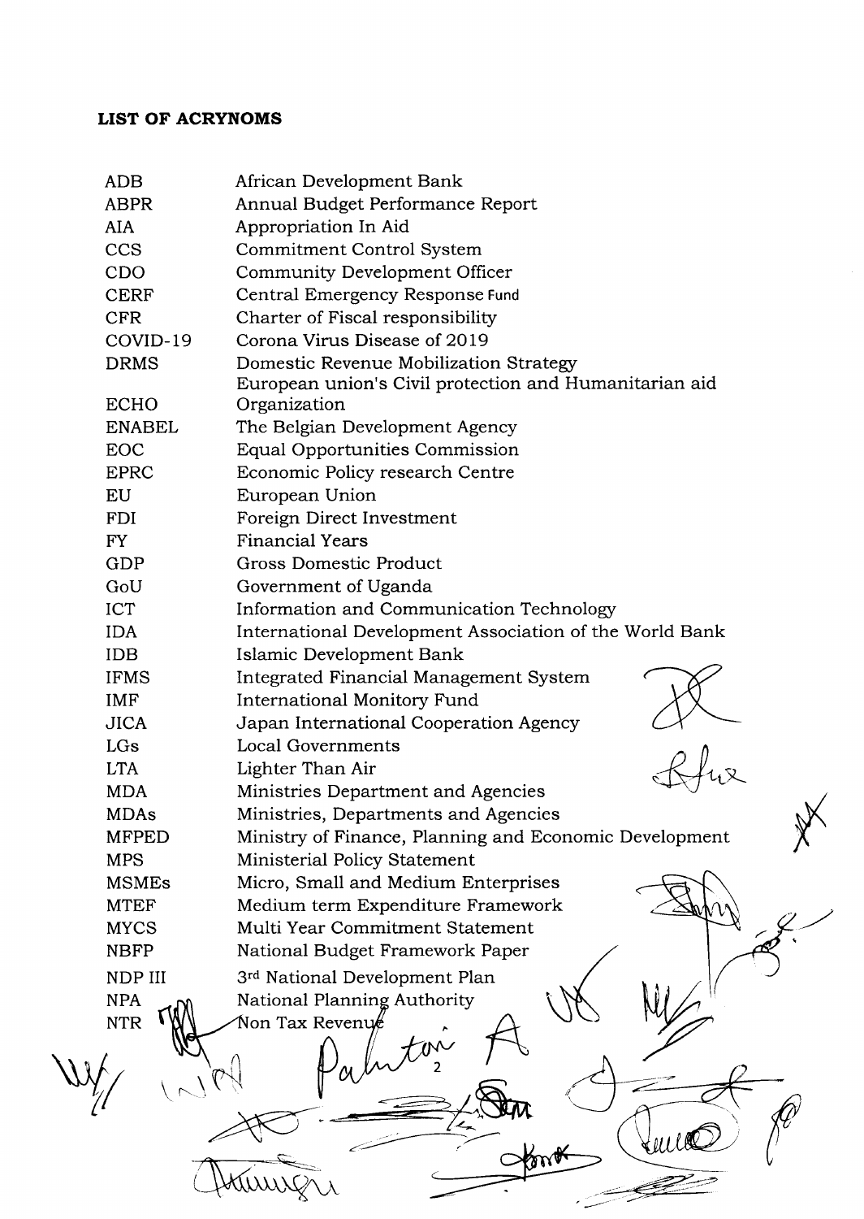## LIST OF ACRYNOMS

| | |
|---|---|
| ADB | African Development Bank |
| ABPR | Annual Budget Performance Report |
| AIA | Appropriation In Aid |
| CCS | Commitment Control System |
| CDO | Community Development Officer |
| CERF | Central Emergency Response Fund |
| CFR | Charter of Fiscal responsibility |
| COVID-19 | Corona Virus Disease of 2019 |
| DRMS | Domestic Revenue Mobilization Strategy |
| ECHO | European union's Civil protection and Humanitarian aid Organization |
| ENABEL | The Belgian Development Agency |
| EOC | Equal Opportunities Commission |
| EPRC | Economic Policy research Centre |
| EU | European Union |
| FDI | Foreign Direct Investment |
| FY | Financial Years |
| GDP | Gross Domestic Product |
| GoU | Government of Uganda |
| ICT | Information and Communication Technology |
| IDA | International Development Association of the World Bank |
| IDB | Islamic Development Bank |
| IFMS | Integrated Financial Management System |
| IMF | International Monitory Fund |
| JICA | Japan International Cooperation Agency |
| LGs | Local Governments |
| LTA | Lighter Than Air |
| MDA | Ministries Department and Agencies |
| MDAs | Ministries, Departments and Agencies |
| MFPED | Ministry of Finance, Planning and Economic Development |
| MPS | Ministerial Policy Statement |
| MSMEs | Micro, Small and Medium Enterprises |
| MTEF | Medium term Expenditure Framework |
| MYCS | Multi Year Commitment Statement |
| NBFP | National Budget Framework Paper |
| NDP III | 3rd National Development Plan |
| NPA | National Planning Authority |
| NTR | Non Tax Revenue |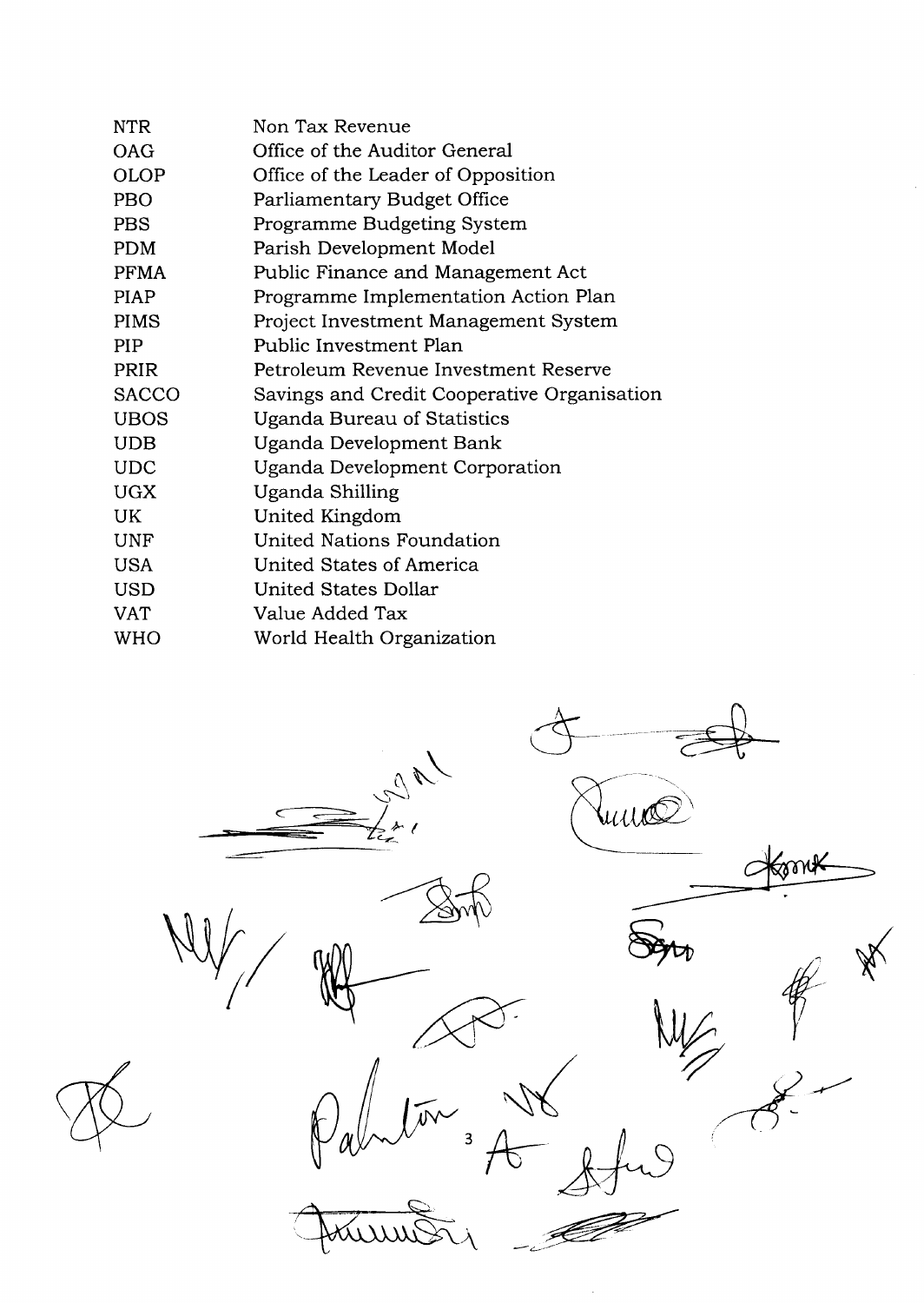| | |
|---|---|
| NTR | Non Tax Revenue |
| OAG | Office of the Auditor General |
| OLOP | Office of the Leader of Opposition |
| PBO | Parliamentary Budget Office |
| PBS | Programme Budgeting System |
| PDM | Parish Development Model |
| PFMA | Public Finance and Management Act |
| PIAP | Programme Implementation Action Plan |
| PIMS | Project Investment Management System |
| PIP | Public Investment Plan |
| PRIR | Petroleum Revenue Investment Reserve |
| SACCO | Savings and Credit Cooperative Organisation |
| UBOS | Uganda Bureau of Statistics |
| UDB | Uganda Development Bank |
| UDC | Uganda Development Corporation |
| UGX | Uganda Shilling |
| UK | United Kingdom |
| UNF | United Nations Foundation |
| USA | United States of America |
| USD | United States Dollar |
| VAT | Value Added Tax |
| WHO | World Health Organization |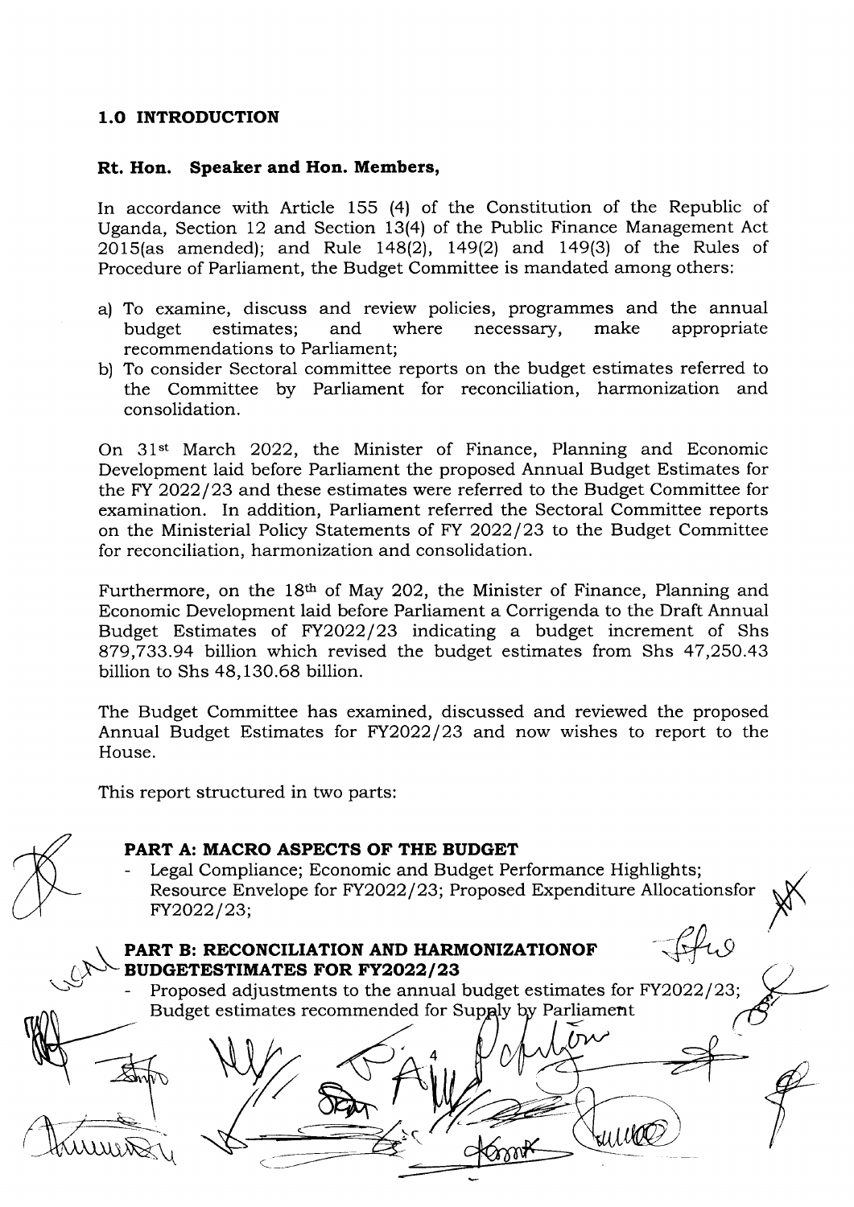## 1.0 INTRODUCTION

### Rt. Hon. Speaker and Hon. Members,

In accordance with Article 155 (4) of the Constitution of the Republic of Uganda, Section 12 and Section 13(4) of the Public Finance Management Act 2015(as amended); and Rule 148(2), 149(2) and 149(3) of the Rules of Procedure of Parliament, the Budget Committee is mandated among others:

a) To examine, discuss and review policies, programmes and the annual budget estimates; and where necessary, make appropriate recommendations to Parliament;
b) To consider Sectoral committee reports on the budget estimates referred to the Committee by Parliament for reconciliation, harmonization and consolidation.

On 31st March 2022, the Minister of Finance, Planning and Economic Development laid before Parliament the proposed Annual Budget Estimates for the FY 2022/23 and these estimates were referred to the Budget Committee for examination. In addition, Parliament referred the Sectoral Committee reports on the Ministerial Policy Statements of FY 2022/23 to the Budget Committee for reconciliation, harmonization and consolidation.

Furthermore, on the 18th of May 202, the Minister of Finance, Planning and Economic Development laid before Parliament a Corrigenda to the Draft Annual Budget Estimates of FY2022/23 indicating a budget increment of Shs 879,733.94 billion which revised the budget estimates from Shs 47,250.43 billion to Shs 48,130.68 billion.

The Budget Committee has examined, discussed and reviewed the proposed Annual Budget Estimates for FY2022/23 and now wishes to report to the House.

This report structured in two parts:

**PART A: MACRO ASPECTS OF THE BUDGET**

- Legal Compliance; Economic and Budget Performance Highlights; Resource Envelope for FY2022/23; Proposed Expenditure Allocationsfor FY2022/23;

**PART B: RECONCILIATION AND HARMONIZATIONOF BUDGETESTIMATES FOR FY2022/23**

- Proposed adjustments to the annual budget estimates for FY2022/23; Budget estimates recommended for Supply by Parliament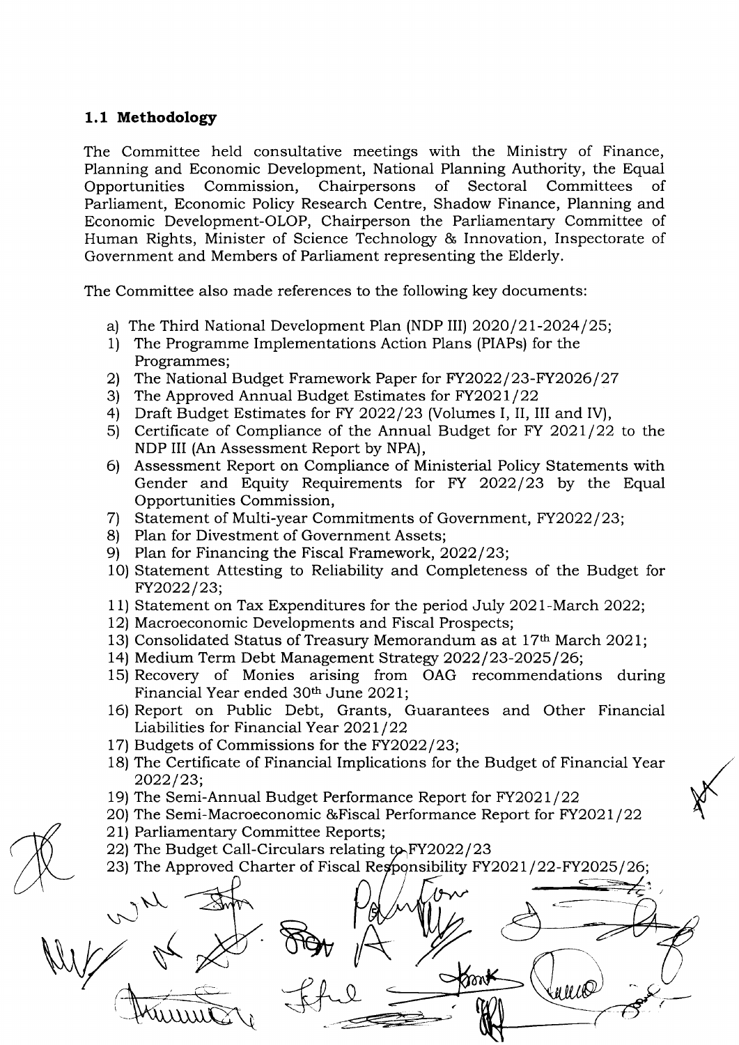## 1.1 Methodology

The Committee held consultative meetings with the Ministry of Finance, Planning and Economic Development, National Planning Authority, the Equal Opportunities Commission, Chairpersons of Sectoral Committees of Parliament, Economic Policy Research Centre, Shadow Finance, Planning and Economic Development-OLOP, Chairperson the Parliamentary Committee of Human Rights, Minister of Science Technology & Innovation, Inspectorate of Government and Members of Parliament representing the Elderly.

The Committee also made references to the following key documents:

a) The Third National Development Plan (NDP III) 2020/21-2024/25;
1) The Programme Implementations Action Plans (PIAPs) for the Programmes;
2) The National Budget Framework Paper for FY2022/23-FY2026/27
3) The Approved Annual Budget Estimates for FY2021/22
4) Draft Budget Estimates for FY 2022/23 (Volumes I, II, III and IV),
5) Certificate of Compliance of the Annual Budget for FY 2021/22 to the NDP III (An Assessment Report by NPA),
6) Assessment Report on Compliance of Ministerial Policy Statements with Gender and Equity Requirements for FY 2022/23 by the Equal Opportunities Commission,
7) Statement of Multi-year Commitments of Government, FY2022/23;
8) Plan for Divestment of Government Assets;
9) Plan for Financing the Fiscal Framework, 2022/23;
10) Statement Attesting to Reliability and Completeness of the Budget for FY2022/23;
11) Statement on Tax Expenditures for the period July 2021-March 2022;
12) Macroeconomic Developments and Fiscal Prospects;
13) Consolidated Status of Treasury Memorandum as at 17th March 2021;
14) Medium Term Debt Management Strategy 2022/23-2025/26;
15) Recovery of Monies arising from OAG recommendations during Financial Year ended 30th June 2021;
16) Report on Public Debt, Grants, Guarantees and Other Financial Liabilities for Financial Year 2021/22
17) Budgets of Commissions for the FY2022/23;
18) The Certificate of Financial Implications for the Budget of Financial Year 2022/23;
19) The Semi-Annual Budget Performance Report for FY2021/22
20) The Semi-Macroeconomic &Fiscal Performance Report for FY2021/22
21) Parliamentary Committee Reports;
22) The Budget Call-Circulars relating to FY2022/23
23) The Approved Charter of Fiscal Responsibility FY2021/22-FY2025/26;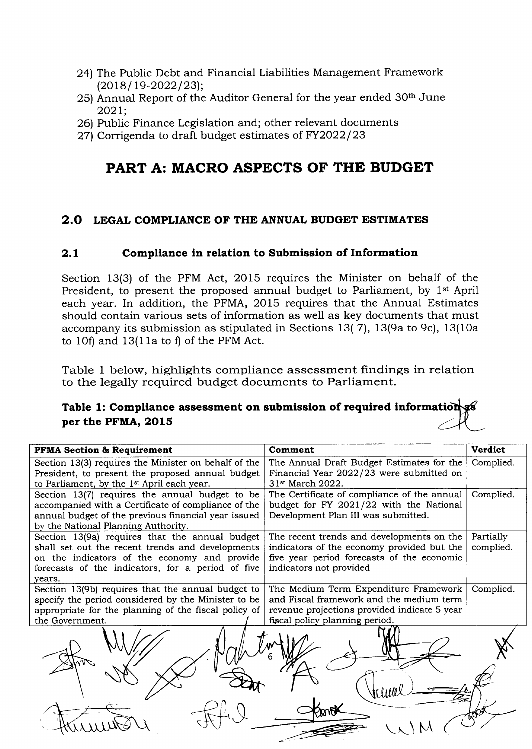24) The Public Debt and Financial Liabilities Management Framework (2018/19-2022/23);
25) Annual Report of the Auditor General for the year ended 30th June 2021;
26) Public Finance Legislation and; other relevant documents
27) Corrigenda to draft budget estimates of FY2022/23

# PART A: MACRO ASPECTS OF THE BUDGET

## 2.0 LEGAL COMPLIANCE OF THE ANNUAL BUDGET ESTIMATES

### 2.1 Compliance in relation to Submission of Information

Section 13(3) of the PFM Act, 2015 requires the Minister on behalf of the President, to present the proposed annual budget to Parliament, by 1st April each year. In addition, the PFMA, 2015 requires that the Annual Estimates should contain various sets of information as well as key documents that must accompany its submission as stipulated in Sections 13( 7), 13(9a to 9c), 13(10a to 10f) and 13(11a to f) of the PFM Act.

Table 1 below, highlights compliance assessment findings in relation to the legally required budget documents to Parliament.

**Table 1: Compliance assessment on submission of required information as per the PFMA, 2015**

| PFMA Section & Requirement | Comment | Verdict |
|---|---|---|
| Section 13(3) requires the Minister on behalf of the President, to present the proposed annual budget to Parliament, by the 1st April each year. | The Annual Draft Budget Estimates for the Financial Year 2022/23 were submitted on 31st March 2022. | Complied. |
| Section 13(7) requires the annual budget to be accompanied with a Certificate of compliance of the annual budget of the previous financial year issued by the National Planning Authority. | The Certificate of compliance of the annual budget for FY 2021/22 with the National Development Plan III was submitted. | Complied. |
| Section 13(9a) requires that the annual budget shall set out the recent trends and developments on the indicators of the economy and provide forecasts of the indicators, for a period of five years. | The recent trends and developments on the indicators of the economy provided but the five year period forecasts of the economic indicators not provided | Partially complied. |
| Section 13(9b) requires that the annual budget to specify the period considered by the Minister to be appropriate for the planning of the fiscal policy of the Government. | The Medium Term Expenditure Framework and Fiscal framework and the medium term revenue projections provided indicate 5 year fiscal policy planning period. | Complied. |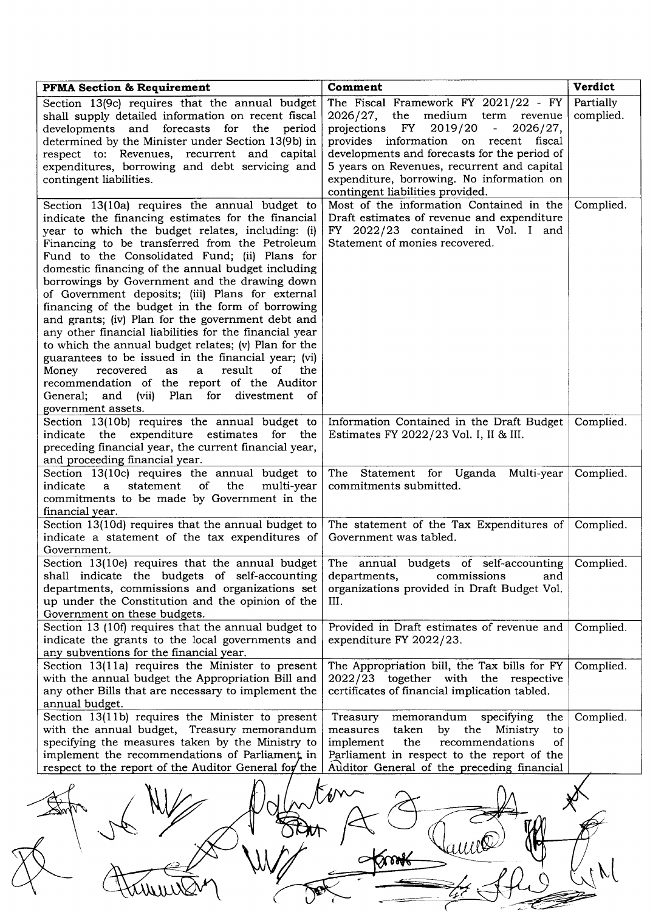| PFMA Section & Requirement | Comment | Verdict |
|---|---|---|
| Section 13(9c) requires that the annual budget shall supply detailed information on recent fiscal developments and forecasts for the period determined by the Minister under Section 13(9b) in respect to: Revenues, recurrent and capital expenditures, borrowing and debt servicing and contingent liabilities. | The Fiscal Framework FY 2021/22 - FY 2026/27, the medium term revenue projections FY 2019/20 - 2026/27, provides information on recent fiscal developments and forecasts for the period of 5 years on Revenues, recurrent and capital expenditure, borrowing. No information on contingent liabilities provided. | Partially complied. |
| Section 13(10a) requires the annual budget to indicate the financing estimates for the financial year to which the budget relates, including: (i) Financing to be transferred from the Petroleum Fund to the Consolidated Fund; (ii) Plans for domestic financing of the annual budget including borrowings by Government and the drawing down of Government deposits; (iii) Plans for external financing of the budget in the form of borrowing and grants; (iv) Plan for the government debt and any other financial liabilities for the financial year to which the annual budget relates; (v) Plan for the guarantees to be issued in the financial year; (vi) Money recovered as a result of the recommendation of the report of the Auditor General; and (vii) Plan for divestment of government assets. | Most of the information Contained in the Draft estimates of revenue and expenditure FY 2022/23 contained in Vol. I and Statement of monies recovered. | Complied. |
| Section 13(10b) requires the annual budget to indicate the expenditure estimates for the preceding financial year, the current financial year, and proceeding financial year. | Information Contained in the Draft Budget Estimates FY 2022/23 Vol. I, II & III. | Complied. |
| Section 13(10c) requires the annual budget to indicate a statement of the multi-year commitments to be made by Government in the financial year. | The Statement for Uganda Multi-year commitments submitted. | Complied. |
| Section 13(10d) requires that the annual budget to indicate a statement of the tax expenditures of Government. | The statement of the Tax Expenditures of Government was tabled. | Complied. |
| Section 13(10e) requires that the annual budget shall indicate the budgets of self-accounting departments, commissions and organizations set up under the Constitution and the opinion of the Government on these budgets. | The annual budgets of self-accounting departments, commissions and organizations provided in Draft Budget Vol. III. | Complied. |
| Section 13 (10f) requires that the annual budget to indicate the grants to the local governments and any subventions for the financial year. | Provided in Draft estimates of revenue and expenditure FY 2022/23. | Complied. |
| Section 13(11a) requires the Minister to present with the annual budget the Appropriation Bill and any other Bills that are necessary to implement the annual budget. | The Appropriation bill, the Tax bills for FY 2022/23 together with the respective certificates of financial implication tabled. | Complied. |
| Section 13(11b) requires the Minister to present with the annual budget, Treasury memorandum specifying the measures taken by the Ministry to implement the recommendations of Parliament in respect to the report of the Auditor General for the | Treasury memorandum specifying the measures taken by the Ministry to implement the recommendations of Parliament in respect to the report of the Auditor General of the preceding financial | Complied. |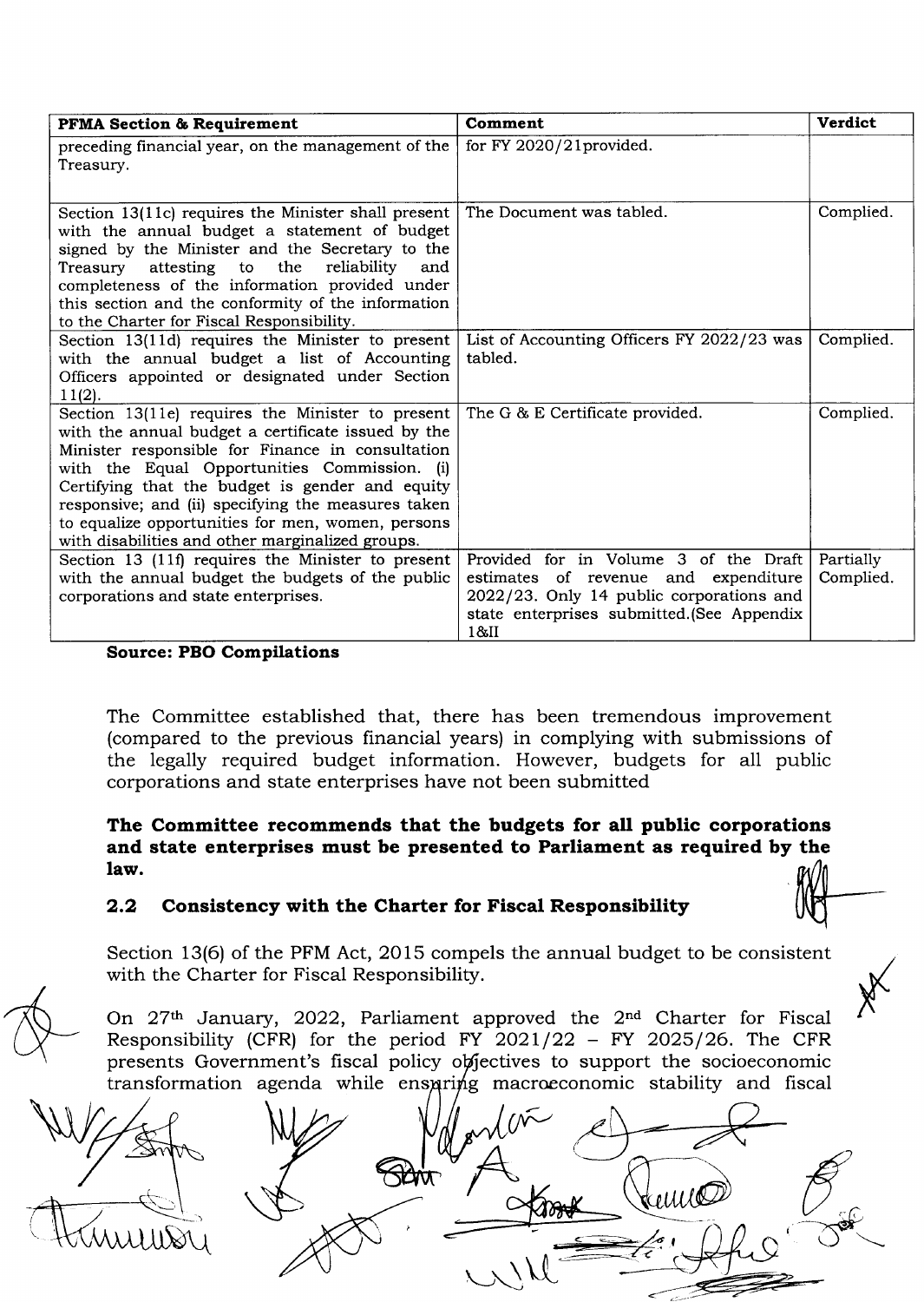| PFMA Section & Requirement | Comment | Verdict |
|---|---|---|
| preceding financial year, on the management of the Treasury. | for FY 2020/21provided. | |
| Section 13(11c) requires the Minister shall present with the annual budget a statement of budget signed by the Minister and the Secretary to the Treasury attesting to the reliability and completeness of the information provided under this section and the conformity of the information to the Charter for Fiscal Responsibility. | The Document was tabled. | Complied. |
| Section 13(11d) requires the Minister to present with the annual budget a list of Accounting Officers appointed or designated under Section 11(2). | List of Accounting Officers FY 2022/23 was tabled. | Complied. |
| Section 13(11e) requires the Minister to present with the annual budget a certificate issued by the Minister responsible for Finance in consultation with the Equal Opportunities Commission. (i) Certifying that the budget is gender and equity responsive; and (ii) specifying the measures taken to equalize opportunities for men, women, persons with disabilities and other marginalized groups. | The G & E Certificate provided. | Complied. |
| Section 13 (11f) requires the Minister to present with the annual budget the budgets of the public corporations and state enterprises. | Provided for in Volume 3 of the Draft estimates of revenue and expenditure 2022/23. Only 14 public corporations and state enterprises submitted.(See Appendix 1&II | Partially Complied. |

**Source: PBO Compilations**

The Committee established that, there has been tremendous improvement (compared to the previous financial years) in complying with submissions of the legally required budget information. However, budgets for all public corporations and state enterprises have not been submitted

**The Committee recommends that the budgets for all public corporations and state enterprises must be presented to Parliament as required by the law.**

## 2.2 Consistency with the Charter for Fiscal Responsibility

Section 13(6) of the PFM Act, 2015 compels the annual budget to be consistent with the Charter for Fiscal Responsibility.

On 27th January, 2022, Parliament approved the 2nd Charter for Fiscal Responsibility (CFR) for the period FY 2021/22 – FY 2025/26. The CFR presents Government's fiscal policy objectives to support the socioeconomic transformation agenda while ensuring macroeconomic stability and fiscal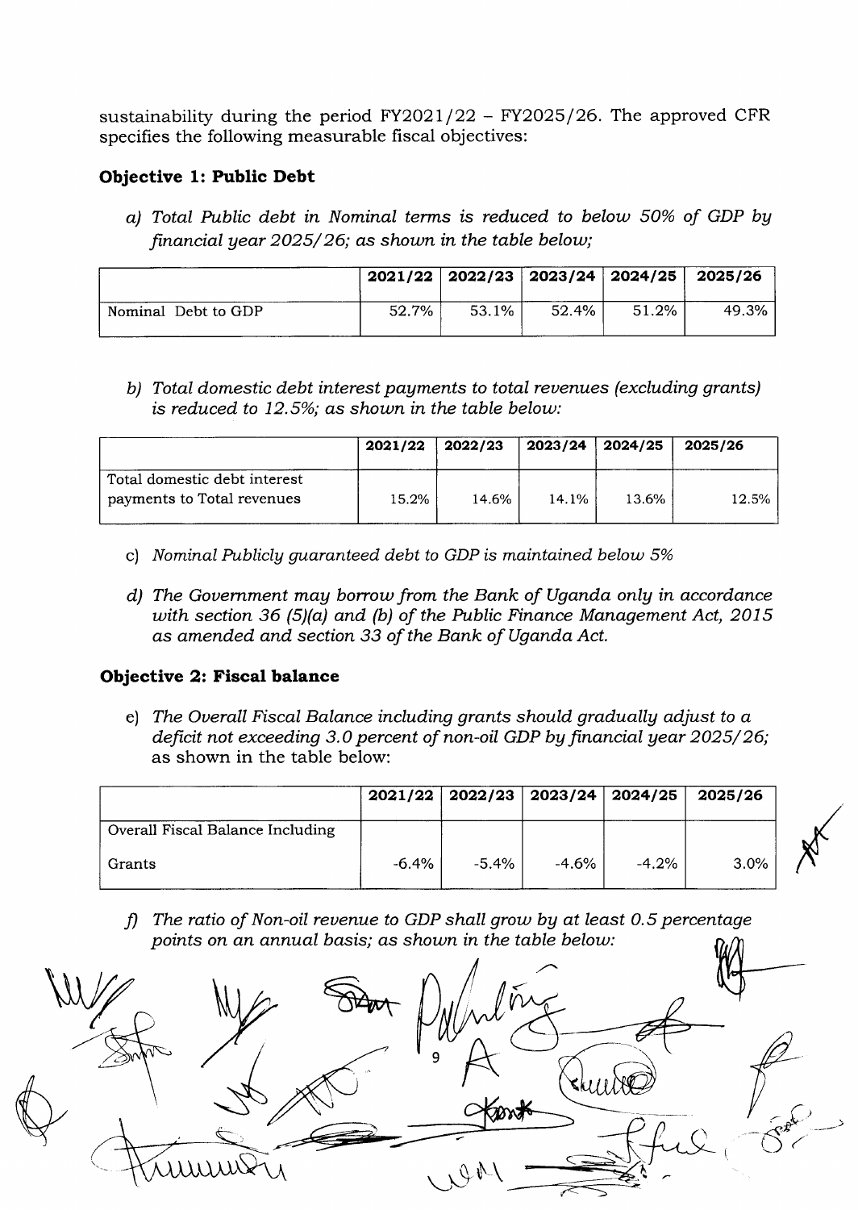sustainability during the period FY2021/22 – FY2025/26. The approved CFR specifies the following measurable fiscal objectives:

**Objective 1: Public Debt**

a) *Total Public debt in Nominal terms is reduced to below 50% of GDP by financial year 2025/26; as shown in the table below;*

| | 2021/22 | 2022/23 | 2023/24 | 2024/25 | 2025/26 |
|---|---|---|---|---|---|
| Nominal Debt to GDP | 52.7% | 53.1% | 52.4% | 51.2% | 49.3% |

b) *Total domestic debt interest payments to total revenues (excluding grants) is reduced to 12.5%; as shown in the table below:*

| | 2021/22 | 2022/23 | 2023/24 | 2024/25 | 2025/26 |
|---|---|---|---|---|---|
| Total domestic debt interest payments to Total revenues | 15.2% | 14.6% | 14.1% | 13.6% | 12.5% |

c) *Nominal Publicly guaranteed debt to GDP is maintained below 5%*

d) *The Government may borrow from the Bank of Uganda only in accordance with section 36 (5)(a) and (b) of the Public Finance Management Act, 2015 as amended and section 33 of the Bank of Uganda Act.*

**Objective 2: Fiscal balance**

e) *The Overall Fiscal Balance including grants should gradually adjust to a deficit not exceeding 3.0 percent of non-oil GDP by financial year 2025/26;* as shown in the table below:

| | 2021/22 | 2022/23 | 2023/24 | 2024/25 | 2025/26 |
|---|---|---|---|---|---|
| Overall Fiscal Balance Including Grants | -6.4% | -5.4% | -4.6% | -4.2% | 3.0% |

f) *The ratio of Non-oil revenue to GDP shall grow by at least 0.5 percentage points on an annual basis; as shown in the table below:*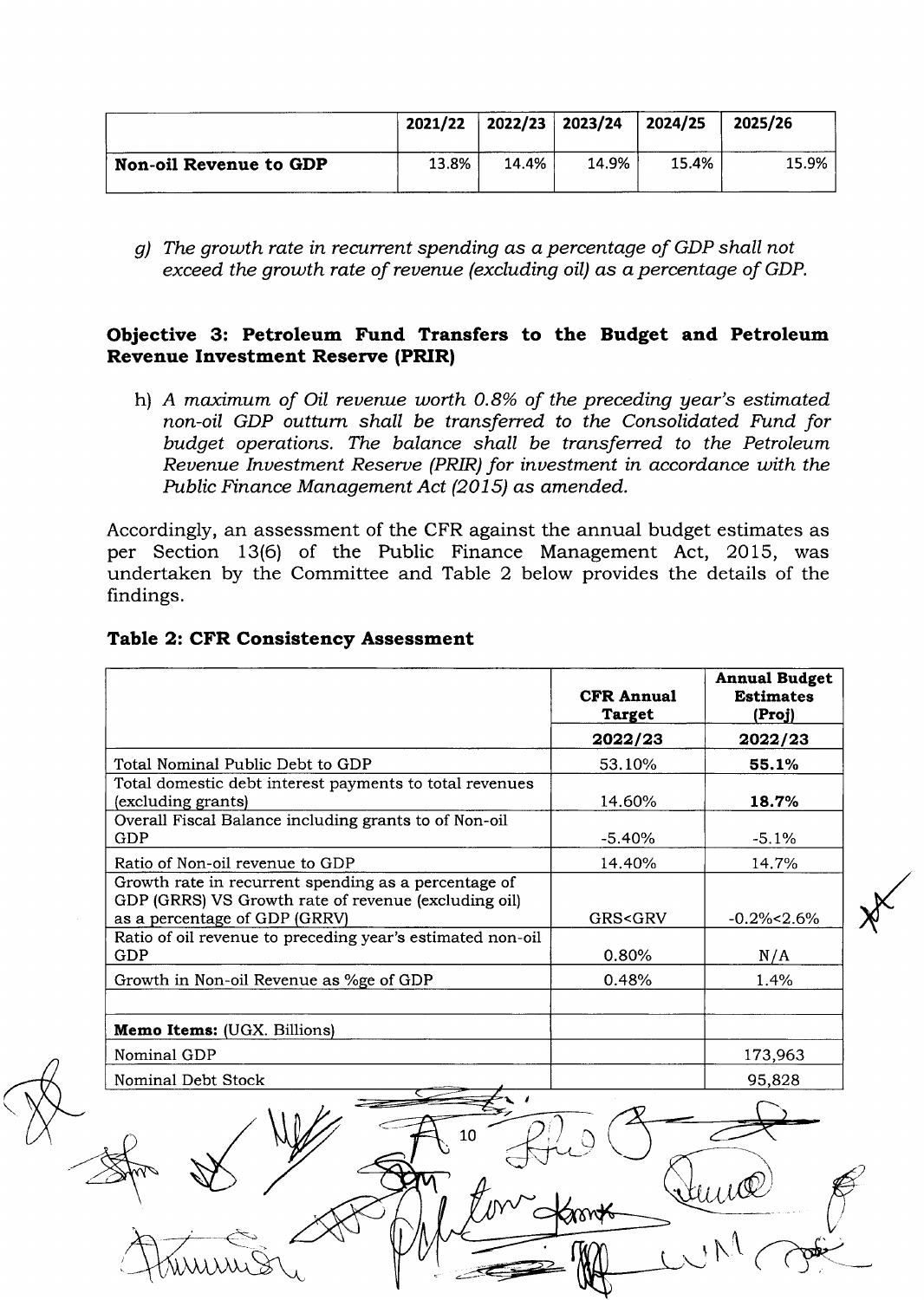| | 2021/22 | 2022/23 | 2023/24 | 2024/25 | 2025/26 |
|---|---|---|---|---|---|
| **Non-oil Revenue to GDP** | 13.8% | 14.4% | 14.9% | 15.4% | 15.9% |

g) *The growth rate in recurrent spending as a percentage of GDP shall not exceed the growth rate of revenue (excluding oil) as a percentage of GDP.*

### Objective 3: Petroleum Fund Transfers to the Budget and Petroleum Revenue Investment Reserve (PRIR)

h) *A maximum of Oil revenue worth 0.8% of the preceding year's estimated non-oil GDP outturn shall be transferred to the Consolidated Fund for budget operations. The balance shall be transferred to the Petroleum Revenue Investment Reserve (PRIR) for investment in accordance with the Public Finance Management Act (2015) as amended.*

Accordingly, an assessment of the CFR against the annual budget estimates as per Section 13(6) of the Public Finance Management Act, 2015, was undertaken by the Committee and Table 2 below provides the details of the findings.

**Table 2: CFR Consistency Assessment**

| | CFR Annual Target | Annual Budget Estimates (Proj) |
|---|---|---|
| | 2022/23 | 2022/23 |
| Total Nominal Public Debt to GDP | 53.10% | **55.1%** |
| Total domestic debt interest payments to total revenues (excluding grants) | 14.60% | **18.7%** |
| Overall Fiscal Balance including grants to of Non-oil GDP | -5.40% | -5.1% |
| Ratio of Non-oil revenue to GDP | 14.40% | 14.7% |
| Growth rate in recurrent spending as a percentage of GDP (GRRS) VS Growth rate of revenue (excluding oil) as a percentage of GDP (GRRV) | GRS<GRV | -0.2%<2.6% |
| Ratio of oil revenue to preceding year's estimated non-oil GDP | 0.80% | N/A |
| Growth in Non-oil Revenue as %ge of GDP | 0.48% | 1.4% |
| | | |
| **Memo Items:** (UGX. Billions) | | |
| Nominal GDP | | 173,963 |
| Nominal Debt Stock | | 95,828 |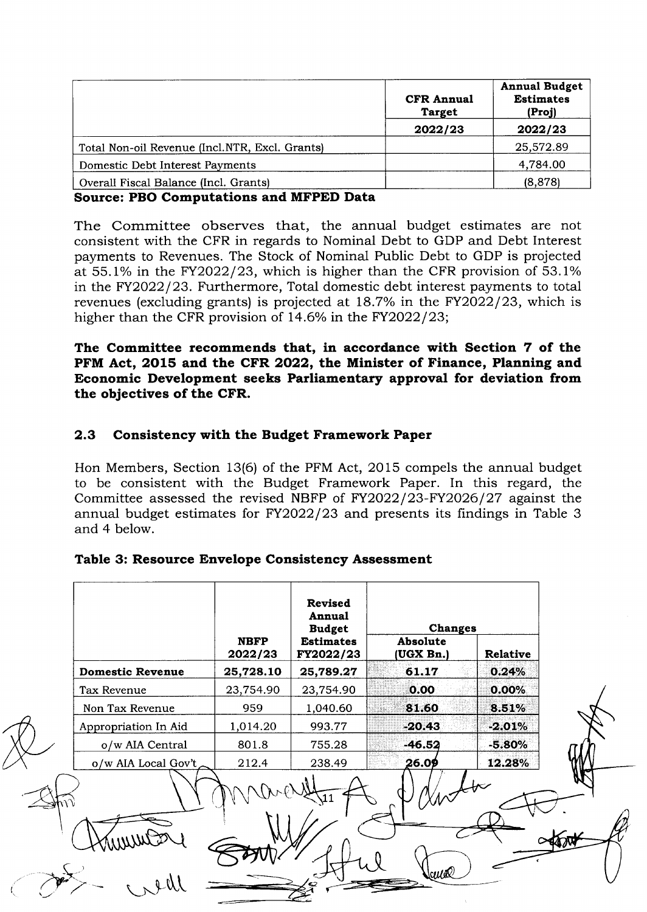| | CFR Annual Target | Annual Budget Estimates (Proj) |
|---|---|---|
| | 2022/23 | 2022/23 |
| Total Non-oil Revenue (Incl.NTR, Excl. Grants) | | 25,572.89 |
| Domestic Debt Interest Payments | | 4,784.00 |
| Overall Fiscal Balance (Incl. Grants) | | (8,878) |

**Source: PBO Computations and MFPED Data**

The Committee observes that, the annual budget estimates are not consistent with the CFR in regards to Nominal Debt to GDP and Debt Interest payments to Revenues. The Stock of Nominal Public Debt to GDP is projected at 55.1% in the FY2022/23, which is higher than the CFR provision of 53.1% in the FY2022/23. Furthermore, Total domestic debt interest payments to total revenues (excluding grants) is projected at 18.7% in the FY2022/23, which is higher than the CFR provision of 14.6% in the FY2022/23;

**The Committee recommends that, in accordance with Section 7 of the PFM Act, 2015 and the CFR 2022, the Minister of Finance, Planning and Economic Development seeks Parliamentary approval for deviation from the objectives of the CFR.**

## 2.3 Consistency with the Budget Framework Paper

Hon Members, Section 13(6) of the PFM Act, 2015 compels the annual budget to be consistent with the Budget Framework Paper. In this regard, the Committee assessed the revised NBFP of FY2022/23-FY2026/27 against the annual budget estimates for FY2022/23 and presents its findings in Table 3 and 4 below.

**Table 3: Resource Envelope Consistency Assessment**

| | NBFP 2022/23 | Revised Annual Budget Estimates FY2022/23 | Changes | |
|---|---|---|---|---|
| | | | Absolute (UGX Bn.) | Relative |
| **Domestic Revenue** | **25,728.10** | **25,789.27** | **61.17** | **0.24%** |
| Tax Revenue | 23,754.90 | 23,754.90 | **0.00** | **0.00%** |
| Non Tax Revenue | 959 | 1,040.60 | **81.60** | **8.51%** |
| Appropriation In Aid | 1,014.20 | 993.77 | **-20.43** | **-2.01%** |
| o/w AIA Central | 801.8 | 755.28 | **-46.52** | **-5.80%** |
| o/w AIA Local Gov't | 212.4 | 238.49 | **26.09** | **12.28%** |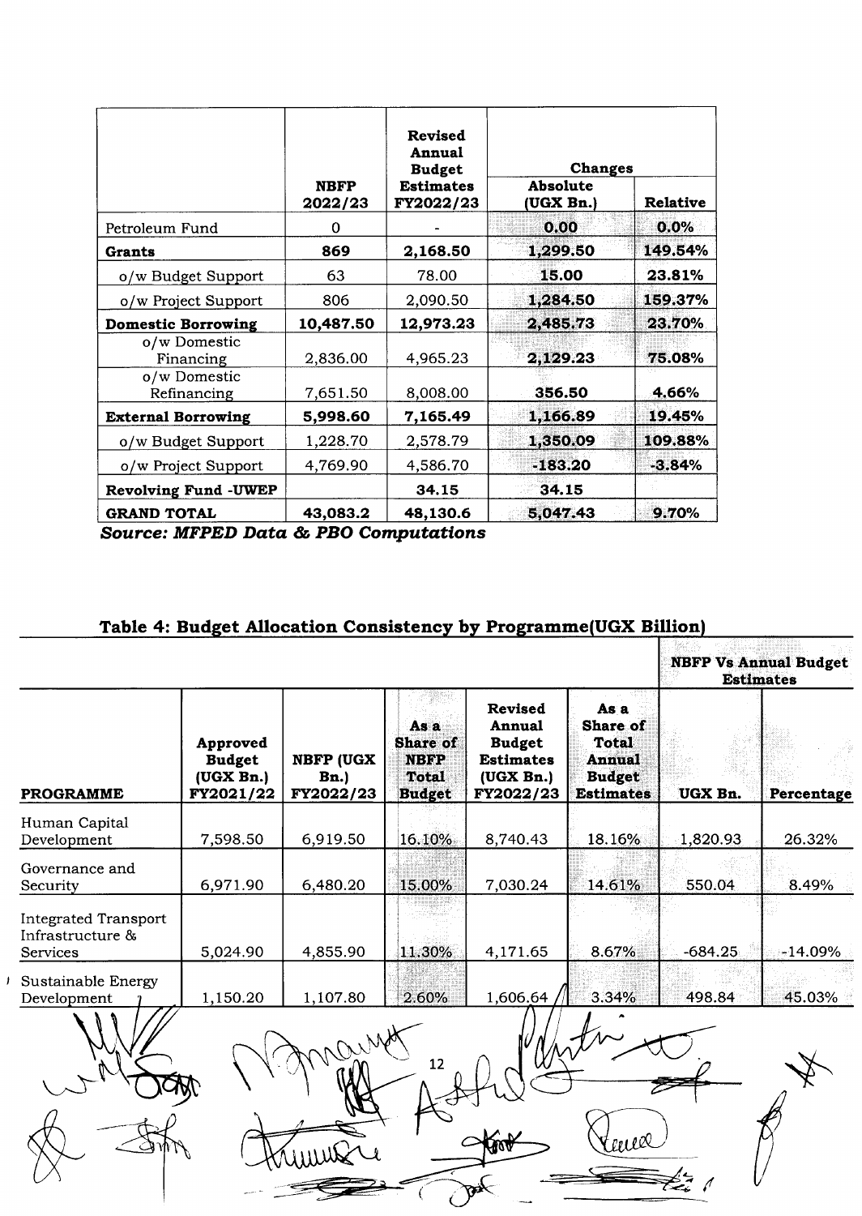| | NBFP 2022/23 | Revised Annual Budget Estimates FY2022/23 | Changes | |
|---|---|---|---|---|
| | | | Absolute (UGX Bn.) | Relative |
| Petroleum Fund | 0 | - | 0.00 | 0.0% |
| **Grants** | **869** | **2,168.50** | **1,299.50** | **149.54%** |
| o/w Budget Support | 63 | 78.00 | **15.00** | **23.81%** |
| o/w Project Support | 806 | 2,090.50 | **1,284.50** | **159.37%** |
| **Domestic Borrowing** | **10,487.50** | **12,973.23** | **2,485.73** | **23.70%** |
| o/w Domestic Financing | 2,836.00 | 4,965.23 | **2,129.23** | **75.08%** |
| o/w Domestic Refinancing | 7,651.50 | 8,008.00 | **356.50** | **4.66%** |
| **External Borrowing** | **5,998.60** | **7,165.49** | **1,166.89** | **19.45%** |
| o/w Budget Support | 1,228.70 | 2,578.79 | **1,350.09** | **109.88%** |
| o/w Project Support | 4,769.90 | 4,586.70 | **-183.20** | **-3.84%** |
| **Revolving Fund -UWEP** | | **34.15** | **34.15** | |
| **GRAND TOTAL** | **43,083.2** | **48,130.6** | **5,047.43** | **9.70%** |

***Source: MFPED Data & PBO Computations***

## Table 4: Budget Allocation Consistency by Programme(UGX Billion)

| | | | | | | NBFP Vs Annual Budget Estimates | |
|---|---|---|---|---|---|---|---|
| **PROGRAMME** | **Approved Budget (UGX Bn.) FY2021/22** | **NBFP (UGX Bn.) FY2022/23** | **As a Share of NBFP Total Budget** | **Revised Annual Budget Estimates (UGX Bn.) FY2022/23** | **As a Share of Total Annual Budget Estimates** | **UGX Bn.** | **Percentage** |
| Human Capital Development | 7,598.50 | 6,919.50 | 16.10% | 8,740.43 | 18.16% | 1,820.93 | 26.32% |
| Governance and Security | 6,971.90 | 6,480.20 | 15.00% | 7,030.24 | 14.61% | 550.04 | 8.49% |
| Integrated Transport Infrastructure & Services | 5,024.90 | 4,855.90 | 11.30% | 4,171.65 | 8.67% | -684.25 | -14.09% |
| Sustainable Energy Development | 1,150.20 | 1,107.80 | 2.60% | 1,606.64 | 3.34% | 498.84 | 45.03% |